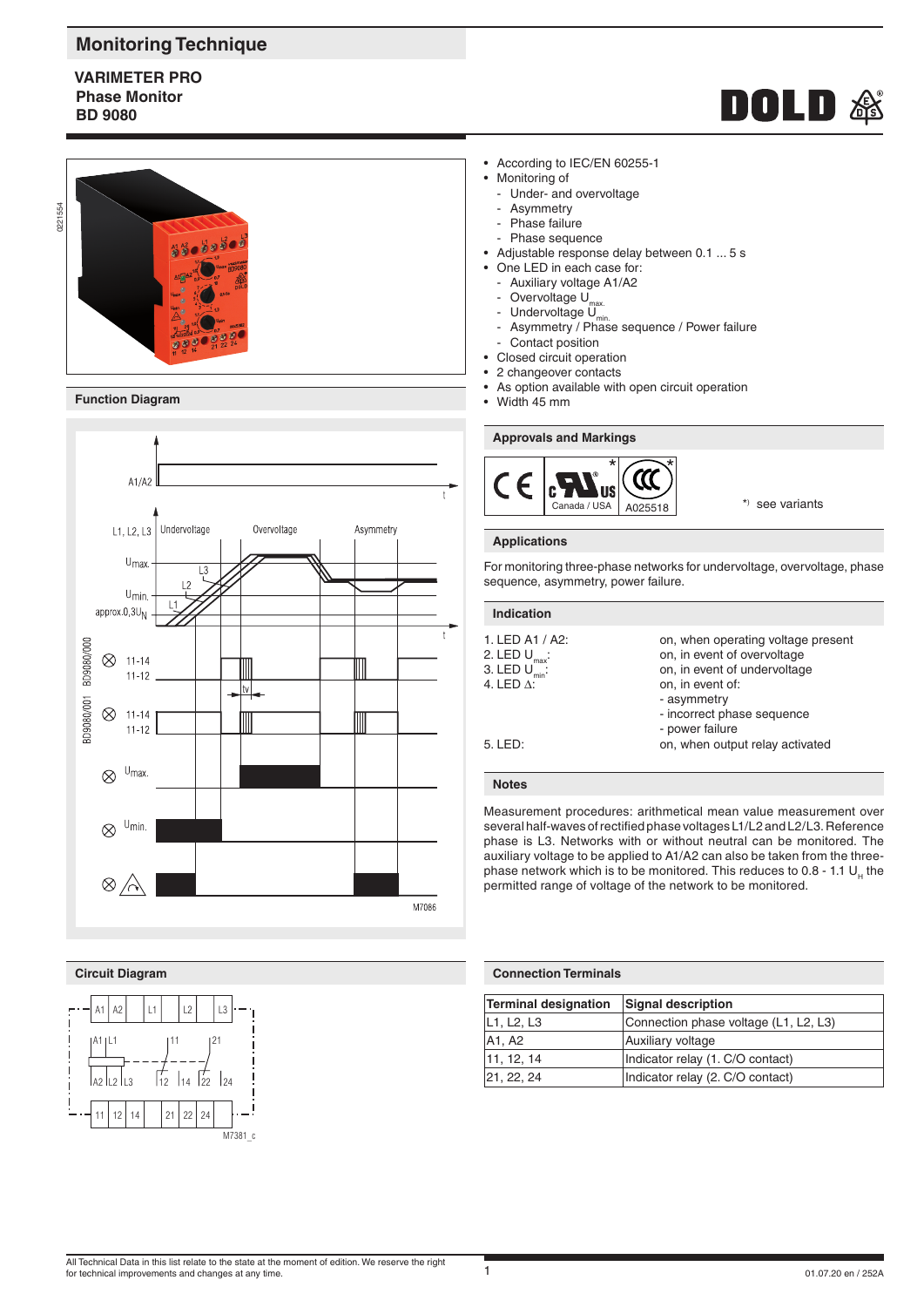# Monitoring Technique

**VARIMETER PRO**
**Phase Monitor**
**BD 9080**

- According to IEC/EN 60255-1
- Monitoring of
  - Under- and overvoltage
  - Asymmetry
  - Phase failure
  - Phase sequence
- Adjustable response delay between 0.1 ... 5 s
- One LED in each case for:
  - Auxiliary voltage A1/A2
  - Overvoltage $U_{max.}$
  - Undervoltage $U_{min.}$
  - Asymmetry / Phase sequence / Power failure
  - Contact position
- Closed circuit operation
- 2 changeover contacts
- As option available with open circuit operation
- Width 45 mm

## Function Diagram

## Approvals and Markings

*) see variants

## Applications

For monitoring three-phase networks for undervoltage, overvoltage, phase sequence, asymmetry, power failure.

## Indication

| | |
|---|---|
| 1. LED A1 / A2: | on, when operating voltage present |
| 2. LED $U_{max}$: | on, in event of overvoltage |
| 3. LED $U_{min}$: | on, in event of undervoltage |
| 4. LED Δ: | on, in event of: - asymmetry - incorrect phase sequence - power failure |
| 5. LED: | on, when output relay activated |

## Notes

Measurement procedures: arithmetical mean value measurement over several half-waves of rectified phase voltages L1/L2 and L2/L3. Reference phase is L3. Networks with or without neutral can be monitored. The auxiliary voltage to be applied to A1/A2 can also be taken from the three-phase network which is to be monitored. This reduces to 0.8 - 1.1 $U_H$ the permitted range of voltage of the network to be monitored.

## Circuit Diagram

## Connection Terminals

| Terminal designation | Signal description |
|---|---|
| L1, L2, L3 | Connection phase voltage (L1, L2, L3) |
| A1, A2 | Auxiliary voltage |
| 11, 12, 14 | Indicator relay (1. C/O contact) |
| 21, 22, 24 | Indicator relay (2. C/O contact) |

All Technical Data in this list relate to the state at the moment of edition. We reserve the right for technical improvements and changes at any time.

01.07.20 en / 252A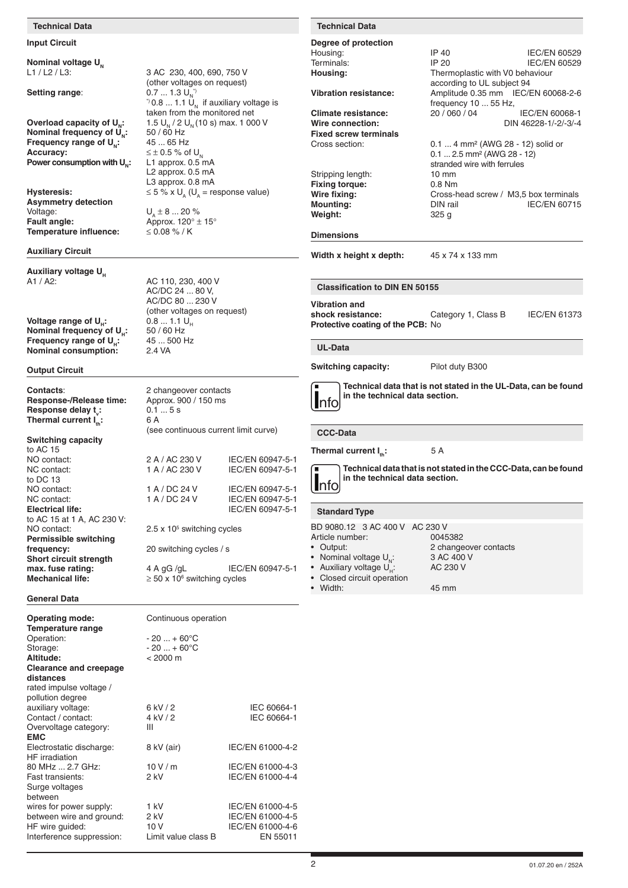## Technical Data

### Input Circuit

| | | |
|---|---|---|
| **Nominal voltage $U_N$** | | |
| L1 / L2 / L3: | 3 AC 230, 400, 690, 750 V (other voltages on request) | |
| **Setting range**: | 0.7 ... 1.3 $U_N$ *) | |
| | *) 0.8 ... 1.1 $U_N$ if auxiliary voltage is taken from the monitored net | |
| **Overload capacity of $U_N$:** | 1.5 $U_N$ / 2 $U_N$ (10 s) max. 1 000 V | |
| **Nominal frequency of $U_N$:** | 50 / 60 Hz | |
| **Frequency range of $U_N$:** | 45 ... 65 Hz | |
| **Accuracy:** | ≤ ± 0.5 % of $U_N$ | |
| **Power consumption with $U_N$:** | L1 approx. 0.5 mA | |
| | L2 approx. 0.5 mA | |
| | L3 approx. 0.8 mA | |
| **Hysteresis:** | ≤ 5 % x $U_A$ ($U_A$ = response value) | |
| **Asymmetry detection** | | |
| Voltage: | $U_A$ ± 8 ... 20 % | |
| **Fault angle:** | Approx. 120° ± 15° | |
| **Temperature influence:** | ≤ 0.08 % / K | |

### Auxiliary Circuit

| | | |
|---|---|---|
| **Auxiliary voltage $U_H$** | | |
| A1 / A2: | AC 110, 230, 400 V<br>AC/DC 24 ... 80 V,<br>AC/DC 80 ... 230 V<br>(other voltages on request) | |
| **Voltage range of $U_H$:** | 0.8 ... 1.1 $U_H$ | |
| **Nominal frequency of $U_H$:** | 50 / 60 Hz | |
| **Frequency range of $U_H$:** | 45 ... 500 Hz | |
| **Nominal consumption:** | 2.4 VA | |

### Output Circuit

| | | |
|---|---|---|
| **Contacts**: | 2 changeover contacts | |
| **Response-/Release time:** | Approx. 900 / 150 ms | |
| **Response delay $t_v$:** | 0.1 ... 5 s | |
| **Thermal current $I_{th}$:** | 6 A (see continuous current limit curve) | |
| **Switching capacity** | | |
| to AC 15 | | |
| NO contact: | 2 A / AC 230 V | IEC/EN 60947-5-1 |
| NC contact: | 1 A / AC 230 V | IEC/EN 60947-5-1 |
| to DC 13 | | |
| NO contact: | 1 A / DC 24 V | IEC/EN 60947-5-1 |
| NC contact: | 1 A / DC 24 V | IEC/EN 60947-5-1 |
| **Electrical life:** | | IEC/EN 60947-5-1 |
| to AC 15 at 1 A, AC 230 V: | | |
| NO contact: | 2.5 x $10^5$ switching cycles | |
| **Permissible switching frequency:** | 20 switching cycles / s | |
| **Short circuit strength max. fuse rating:** | 4 A gG /gL | IEC/EN 60947-5-1 |
| **Mechanical life:** | ≥ 50 x $10^6$ switching cycles | |

### General Data

| | | |
|---|---|---|
| **Operating mode:** | Continuous operation | |
| **Temperature range** | | |
| Operation: | - 20 ... + 60°C | |
| Storage: | - 20 ... + 60°C | |
| **Altitude:** | < 2000 m | |
| **Clearance and creepage distances** | | |
| rated impulse voltage / pollution degree | | |
| auxiliary voltage: | 6 kV / 2 | IEC 60664-1 |
| Contact / contact: | 4 kV / 2 | IEC 60664-1 |
| Overvoltage category: | III | |
| **EMC** | | |
| Electrostatic discharge: | 8 kV (air) | IEC/EN 61000-4-2 |
| HF irradiation | | |
| 80 MHz ... 2.7 GHz: | 10 V / m | IEC/EN 61000-4-3 |
| Fast transients: | 2 kV | IEC/EN 61000-4-4 |
| Surge voltages between | | |
| wires for power supply: | 1 kV | IEC/EN 61000-4-5 |
| between wire and ground: | 2 kV | IEC/EN 61000-4-5 |
| HF wire guided: | 10 V | IEC/EN 61000-4-6 |
| Interference suppression: | Limit value class B | EN 55011 |

## Technical Data

| | | |
|---|---|---|
| **Degree of protection** | | |
| Housing: | IP 40 | IEC/EN 60529 |
| Terminals: | IP 20 | IEC/EN 60529 |
| **Housing:** | Thermoplastic with V0 behaviour according to UL subject 94 | |
| **Vibration resistance:** | Amplitude 0.35 mm frequency 10 ... 55 Hz, | IEC/EN 60068-2-6 |
| **Climate resistance:** | 20 / 060 / 04 | IEC/EN 60068-1 |
| **Wire connection:** | | DIN 46228-1/-2/-3/-4 |
| **Fixed screw terminals** | | |
| Cross section: | 0.1 ... 4 mm² (AWG 28 - 12) solid or 0.1 ... 2.5 mm² (AWG 28 - 12) stranded wire with ferrules | |
| Stripping length: | 10 mm | |
| **Fixing torque:** | 0.8 Nm | |
| **Wire fixing:** | Cross-head screw / M3,5 box terminals | |
| **Mounting:** | DIN rail | IEC/EN 60715 |
| **Weight:** | 325 g | |

### Dimensions

**Width x height x depth:** 45 x 74 x 133 mm

### Classification to DIN EN 50155

| | | |
|---|---|---|
| **Vibration and shock resistance:** | Category 1, Class B | IEC/EN 61373 |
| **Protective coating of the PCB:** | No | |

### UL-Data

**Switching capacity:** Pilot duty B300

**Technical data that is not stated in the UL-Data, can be found in the technical data section.**

### CCC-Data

**Thermal current $I_{th}$:** 5 A

**Technical data that is not stated in the CCC-Data, can be found in the technical data section.**

### Standard Type

BD 9080.12 3 AC 400 V AC 230 V

Article number: 0045382

- Output: 2 changeover contacts
- Nominal voltage $U_N$: 3 AC 400 V
- Auxiliary voltage $U_H$: AC 230 V
- Closed circuit operation
- Width: 45 mm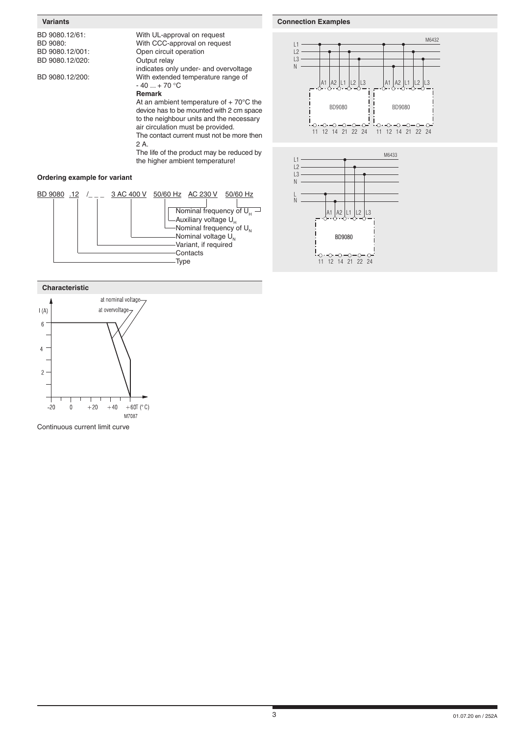## Variants

| | |
|---|---|
| BD 9080.12/61: | With UL-approval on request |
| BD 9080: | With CCC-approval on request |
| BD 9080.12/001: | Open circuit operation |
| BD 9080.12/020: | Output relay indicates only under- and overvoltage |
| BD 9080.12/200: | With extended temperature range of - 40 ... + 70 °C |

**Remark**

At an ambient temperature of + 70°C the device has to be mounted with 2 cm space to the neighbour units and the necessary air circulation must be provided.
The contact current must not be more then 2 A.
The life of the product may be reduced by the higher ambient temperature!

### Ordering example for variant

BD 9080 .12 /_ _ _ 3 AC 400 V 50/60 Hz AC 230 V 50/60 Hz

- Nominal frequency of $U_H$
- Auxiliary voltage $U_H$
- Nominal frequency of $U_N$
- Nominal voltage $U_N$
- Variant, if required
- Contacts
- Type

## Characteristic

Continuous current limit curve

## Connection Examples